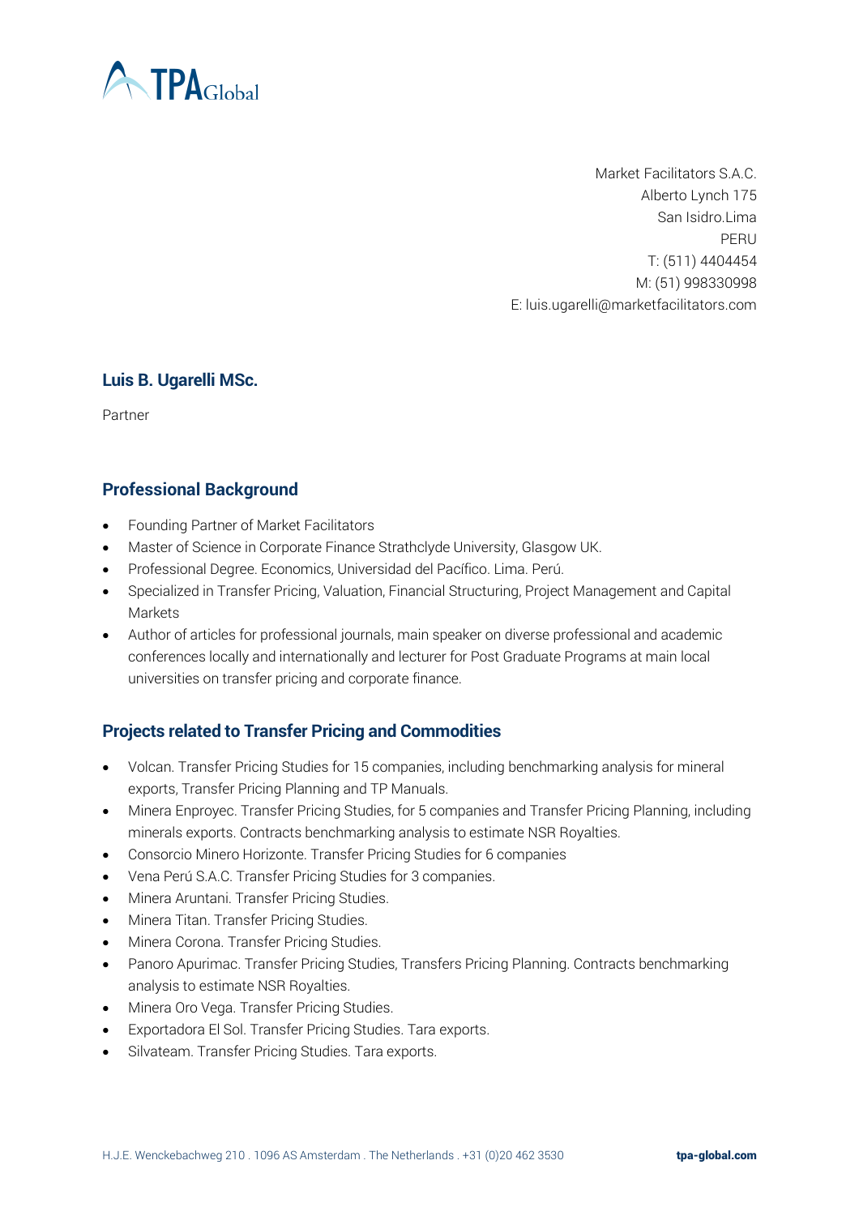Market Facilitators S.A.C.
Alberto Lynch 175
San Isidro.Lima
PERU
T: (511) 4404454
M: (51) 998330998
E: luis.ugarelli@marketfacilitators.com

## Luis B. Ugarelli MSc.

Partner

## Professional Background

- Founding Partner of Market Facilitators
- Master of Science in Corporate Finance Strathclyde University, Glasgow UK.
- Professional Degree. Economics, Universidad del Pacífico. Lima. Perú.
- Specialized in Transfer Pricing, Valuation, Financial Structuring, Project Management and Capital Markets
- Author of articles for professional journals, main speaker on diverse professional and academic conferences locally and internationally and lecturer for Post Graduate Programs at main local universities on transfer pricing and corporate finance.

## Projects related to Transfer Pricing and Commodities

- Volcan. Transfer Pricing Studies for 15 companies, including benchmarking analysis for mineral exports, Transfer Pricing Planning and TP Manuals.
- Minera Enproyec. Transfer Pricing Studies, for 5 companies and Transfer Pricing Planning, including minerals exports. Contracts benchmarking analysis to estimate NSR Royalties.
- Consorcio Minero Horizonte. Transfer Pricing Studies for 6 companies
- Vena Perú S.A.C. Transfer Pricing Studies for 3 companies.
- Minera Aruntani. Transfer Pricing Studies.
- Minera Titan. Transfer Pricing Studies.
- Minera Corona. Transfer Pricing Studies.
- Panoro Apurimac. Transfer Pricing Studies, Transfers Pricing Planning. Contracts benchmarking analysis to estimate NSR Royalties.
- Minera Oro Vega. Transfer Pricing Studies.
- Exportadora El Sol. Transfer Pricing Studies. Tara exports.
- Silvateam. Transfer Pricing Studies. Tara exports.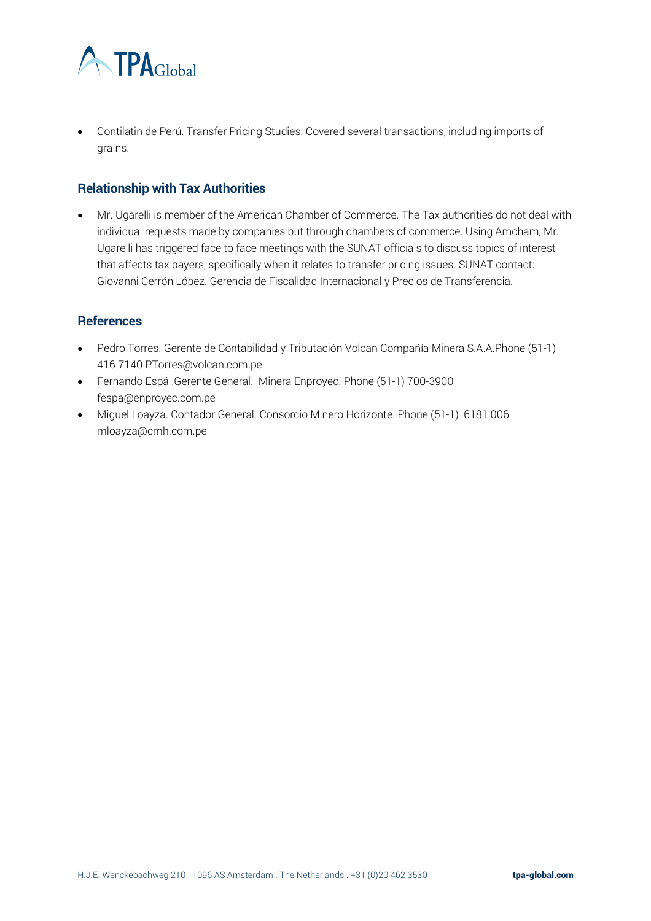- Contilatin de Perú. Transfer Pricing Studies. Covered several transactions, including imports of grains.

## Relationship with Tax Authorities

- Mr. Ugarelli is member of the American Chamber of Commerce. The Tax authorities do not deal with individual requests made by companies but through chambers of commerce. Using Amcham, Mr. Ugarelli has triggered face to face meetings with the SUNAT officials to discuss topics of interest that affects tax payers, specifically when it relates to transfer pricing issues. SUNAT contact: Giovanni Cerrón López. Gerencia de Fiscalidad Internacional y Precios de Transferencia.

## References

- Pedro Torres. Gerente de Contabilidad y Tributación Volcan Compañía Minera S.A.A.Phone (51-1) 416-7140 PTorres@volcan.com.pe
- Fernando Espá .Gerente General. Minera Enproyec. Phone (51-1) 700-3900 fespa@enproyec.com.pe
- Miguel Loayza. Contador General. Consorcio Minero Horizonte. Phone (51-1) 6181 006 mloayza@cmh.com.pe